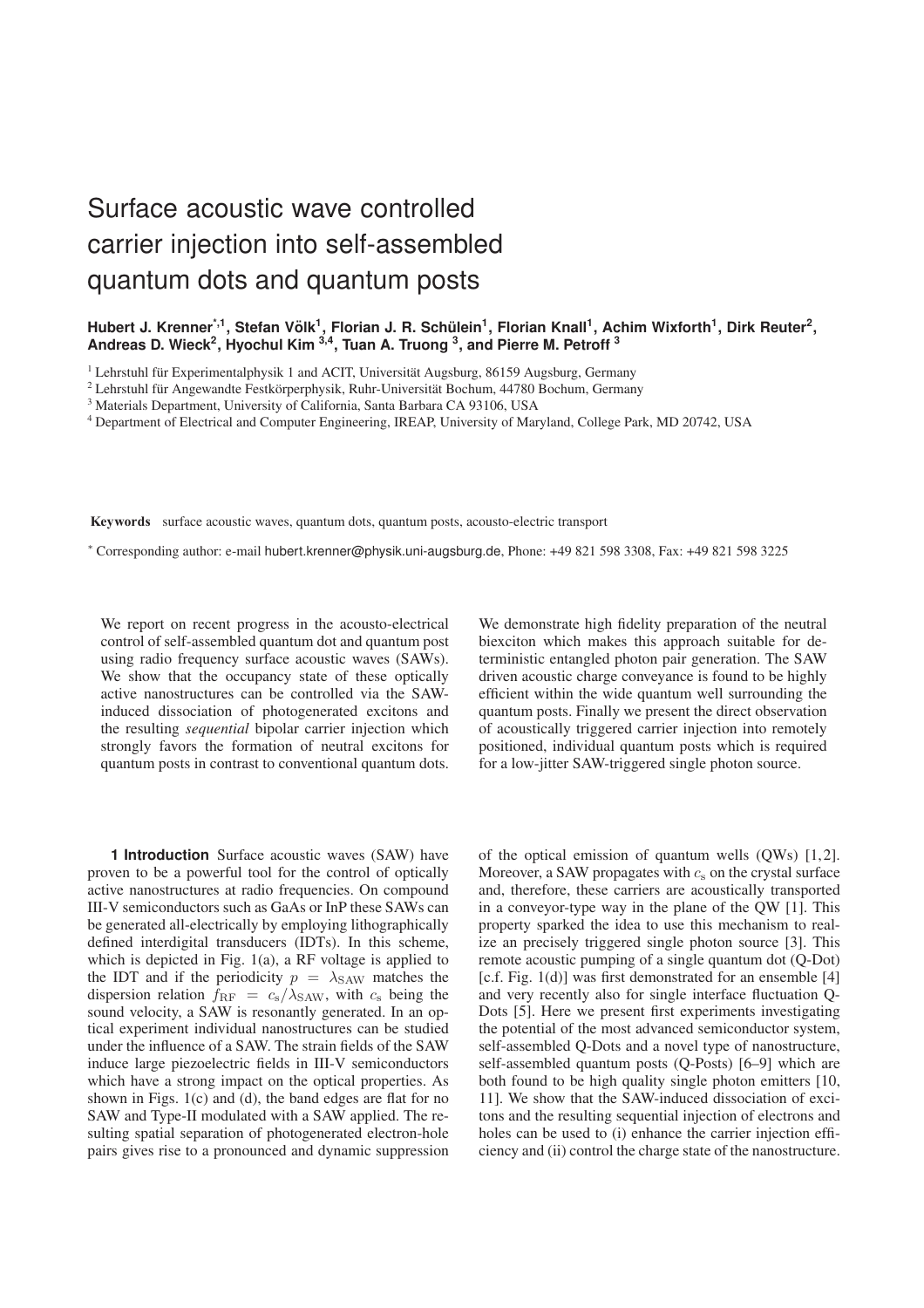# Surface acoustic wave controlled carrier injection into self-assembled quantum dots and quantum posts

**Hubert J. Krenner[*,1], Stefan Völk[1], Florian J. R. Schülein[1], Florian Knall[1], Achim Wixforth[1], Dirk Reuter[2], Andreas D. Wieck[2], Hyochul Kim[3,4], Tuan A. Truong[3], and Pierre M. Petroff[3]**

[1] Lehrstuhl für Experimentalphysik 1 and ACIT, Universität Augsburg, 86159 Augsburg, Germany

[2] Lehrstuhl für Angewandte Festkörperphysik, Ruhr-Universität Bochum, 44780 Bochum, Germany

[3] Materials Department, University of California, Santa Barbara CA 93106, USA

[4] Department of Electrical and Computer Engineering, IREAP, University of Maryland, College Park, MD 20742, USA

**Keywords** surface acoustic waves, quantum dots, quantum posts, acousto-electric transport

[*] Corresponding author: e-mail hubert.krenner@physik.uni-augsburg.de, Phone: +49 821 598 3308, Fax: +49 821 598 3225

We report on recent progress in the acousto-electrical control of self-assembled quantum dot and quantum post using radio frequency surface acoustic waves (SAWs). We show that the occupancy state of these optically active nanostructures can be controlled via the SAW-induced dissociation of photogenerated excitons and the resulting *sequential* bipolar carrier injection which strongly favors the formation of neutral excitons for quantum posts in contrast to conventional quantum dots. We demonstrate high fidelity preparation of the neutral biexciton which makes this approach suitable for deterministic entangled photon pair generation. The SAW driven acoustic charge conveyance is found to be highly efficient within the wide quantum well surrounding the quantum posts. Finally we present the direct observation of acoustically triggered carrier injection into remotely positioned, individual quantum posts which is required for a low-jitter SAW-triggered single photon source.

**1 Introduction** Surface acoustic waves (SAW) have proven to be a powerful tool for the control of optically active nanostructures at radio frequencies. On compound III-V semiconductors such as GaAs or InP these SAWs can be generated all-electrically by employing lithographically defined interdigital transducers (IDTs). In this scheme, which is depicted in Fig. 1(a), a RF voltage is applied to the IDT and if the periodicity $p = \lambda_{\mathrm{SAW}}$ matches the dispersion relation $f_{\mathrm{RF}} = c_{\mathrm{s}}/\lambda_{\mathrm{SAW}}$, with $c_{\mathrm{s}}$ being the sound velocity, a SAW is resonantly generated. In an optical experiment individual nanostructures can be studied under the influence of a SAW. The strain fields of the SAW induce large piezoelectric fields in III-V semiconductors which have a strong impact on the optical properties. As shown in Figs. 1(c) and (d), the band edges are flat for no SAW and Type-II modulated with a SAW applied. The resulting spatial separation of photogenerated electron-hole pairs gives rise to a pronounced and dynamic suppression of the optical emission of quantum wells (QWs) [1,2]. Moreover, a SAW propagates with $c_{\mathrm{s}}$ on the crystal surface and, therefore, these carriers are acoustically transported in a conveyor-type way in the plane of the QW [1]. This property sparked the idea to use this mechanism to realize an precisely triggered single photon source [3]. This remote acoustic pumping of a single quantum dot (Q-Dot) [c.f. Fig. 1(d)] was first demonstrated for an ensemble [4] and very recently also for single interface fluctuation Q-Dots [5]. Here we present first experiments investigating the potential of the most advanced semiconductor system, self-assembled Q-Dots and a novel type of nanostructure, self-assembled quantum posts (Q-Posts) [6–9] which are both found to be high quality single photon emitters [10, 11]. We show that the SAW-induced dissociation of excitons and the resulting sequential injection of electrons and holes can be used to (i) enhance the carrier injection efficiency and (ii) control the charge state of the nanostructure.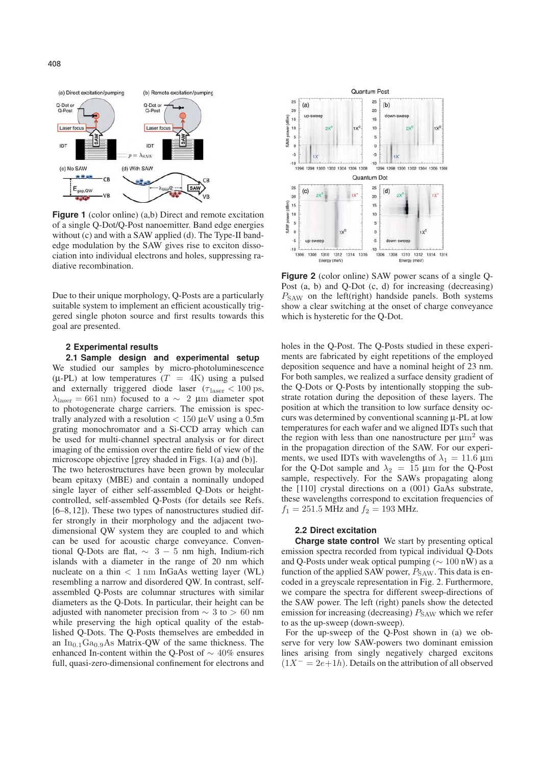**Figure 1** (color online) (a,b) Direct and remote excitation of a single Q-Dot/Q-Post nanoemitter. Band edge energies without (c) and with a SAW applied (d). The Type-II band-edge modulation by the SAW gives rise to exciton dissociation into individual electrons and holes, suppressing radiative recombination.

Due to their unique morphology, Q-Posts are a particularly suitable system to implement an efficient acoustically triggered single photon source and first results towards this goal are presented.

## 2 Experimental results

### 2.1 Sample design and experimental setup

We studied our samples by micro-photoluminescence (μ-PL) at low temperatures ($T = 4$K) using a pulsed and externally triggered diode laser ($\tau_{\text{laser}} < 100$ ps, $\lambda_{\text{laser}} = 661$ nm) focused to a $\sim 2$ μm diameter spot to photogenerate charge carriers. The emission is spectrally analyzed with a resolution $< 150$ μeV using a 0.5m grating monochromator and a Si-CCD array which can be used for multi-channel spectral analysis or for direct imaging of the emission over the entire field of view of the microscope objective [grey shaded in Figs. 1(a) and (b)].

The two heterostructures have been grown by molecular beam epitaxy (MBE) and contain a nominally undoped single layer of either self-assembled Q-Dots or height-controlled, self-assembled Q-Posts (for details see Refs. [6–8,12]). These two types of nanostructures studied differ strongly in their morphology and the adjacent two-dimensional QW system they are coupled to and which can be used for acoustic charge conveyance. Conventional Q-Dots are flat, $\sim 3-5$ nm high, Indium-rich islands with a diameter in the range of 20 nm which nucleate on a thin $< 1$ nm InGaAs wetting layer (WL) resembling a narrow and disordered QW. In contrast, self-assembled Q-Posts are columnar structures with similar diameters as the Q-Dots. In particular, their height can be adjusted with nanometer precision from $\sim 3$ to $> 60$ nm while preserving the high optical quality of the established Q-Dots. The Q-Posts themselves are embedded in an $\text{In}_{0.1}\text{Ga}_{0.9}\text{As}$ Matrix-QW of the same thickness. The enhanced In-content within the Q-Post of $\sim 40\%$ ensures full, quasi-zero-dimensional confinement for electrons and holes in the Q-Post. The Q-Posts studied in these experiments are fabricated by eight repetitions of the employed deposition sequence and have a nominal height of 23 nm. For both samples, we realized a surface density gradient of the Q-Dots or Q-Posts by intentionally stopping the substrate rotation during the deposition of these layers. The position at which the transition to low surface density occurs was determined by conventional scanning μ-PL at low temperatures for each wafer and we aligned IDTs such that the region with less than one nanostructure per μm$^2$ was in the propagation direction of the SAW. For our experiments, we used IDTs with wavelengths of $\lambda_1 = 11.6$ μm for the Q-Dot sample and $\lambda_2 = 15$ μm for the Q-Post sample, respectively. For the SAWs propagating along the [110] crystal directions on a (001) GaAs substrate, these wavelengths correspond to excitation frequencies of $f_1 = 251.5$ MHz and $f_2 = 193$ MHz.

**Figure 2** (color online) SAW power scans of a single Q-Post (a, b) and Q-Dot (c, d) for increasing (decreasing) $P_{\text{SAW}}$ on the left(right) handside panels. Both systems show a clear switching at the onset of charge conveyance which is hysteretic for the Q-Dot.

### 2.2 Direct excitation

**Charge state control** We start by presenting optical emission spectra recorded from typical individual Q-Dots and Q-Posts under weak optical pumping ($\sim 100$ nW) as a function of the applied SAW power, $P_{\text{SAW}}$. This data is encoded in a greyscale representation in Fig. 2. Furthermore, we compare the spectra for different sweep-directions of the SAW power. The left (right) panels show the detected emission for increasing (decreasing) $P_{\text{SAW}}$ which we refer to as the up-sweep (down-sweep).

For the up-sweep of the Q-Post shown in (a) we observe for very low SAW-powers two dominant emission lines arising from singly negatively charged excitons ($1X^- = 2e+1h$). Details on the attribution of all observed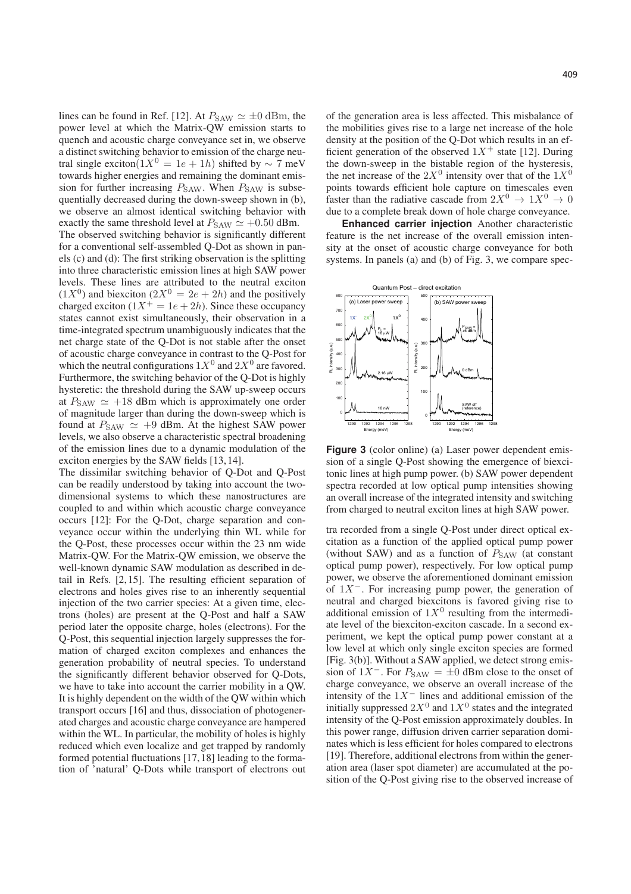lines can be found in Ref. [12]. At $P_{\rm SAW} \simeq \pm 0$ dBm, the power level at which the Matrix-QW emission starts to quench and acoustic charge conveyance set in, we observe a distinct switching behavior to emission of the charge neutral single exciton($1X^0 = 1e + 1h$) shifted by $\sim 7$ meV towards higher energies and remaining the dominant emission for further increasing $P_{\rm SAW}$. When $P_{\rm SAW}$ is subsequentially decreased during the down-sweep shown in (b), we observe an almost identical switching behavior with exactly the same threshold level at $P_{\rm SAW} \simeq +0.50$ dBm.

The observed switching behavior is significantly different for a conventional self-assembled Q-Dot as shown in panels (c) and (d): The first striking observation is the splitting into three characteristic emission lines at high SAW power levels. These lines are attributed to the neutral exciton ($1X^0$) and biexciton ($2X^0 = 2e + 2h$) and the positively charged exciton ($1X^+ = 1e + 2h$). Since these occupancy states cannot exist simultaneously, their observation in a time-integrated spectrum unambiguously indicates that the net charge state of the Q-Dot is not stable after the onset of acoustic charge conveyance in contrast to the Q-Post for which the neutral configurations $1X^0$ and $2X^0$ are favored. Furthermore, the switching behavior of the Q-Dot is highly hysteretic: the threshold during the SAW up-sweep occurs at $P_{\rm SAW} \simeq +18$ dBm which is approximately one order of magnitude larger than during the down-sweep which is found at $P_{\rm SAW} \simeq +9$ dBm. At the highest SAW power levels, we also observe a characteristic spectral broadening of the emission lines due to a dynamic modulation of the exciton energies by the SAW fields [13, 14].

The dissimilar switching behavior of Q-Dot and Q-Post can be readily understood by taking into account the two-dimensional systems to which these nanostructures are coupled to and within which acoustic charge conveyance occurs [12]: For the Q-Dot, charge separation and conveyance occur within the underlying thin WL while for the Q-Post, these processes occur within the 23 nm wide Matrix-QW. For the Matrix-QW emission, we observe the well-known dynamic SAW modulation as described in detail in Refs. [2, 15]. The resulting efficient separation of electrons and holes gives rise to an inherently sequential injection of the two carrier species: At a given time, electrons (holes) are present at the Q-Post and half a SAW period later the opposite charge, holes (electrons). For the Q-Post, this sequential injection largely suppresses the formation of charged exciton complexes and enhances the generation probability of neutral species. To understand the significantly different behavior observed for Q-Dots, we have to take into account the carrier mobility in a QW. It is highly dependent on the width of the QW within which transport occurs [16] and thus, dissociation of photogenerated charges and acoustic charge conveyance are hampered within the WL. In particular, the mobility of holes is highly reduced which even localize and get trapped by randomly formed potential fluctuations [17, 18] leading to the formation of 'natural' Q-Dots while transport of electrons out of the generation area is less affected. This misbalance of the mobilities gives rise to a large net increase of the hole density at the position of the Q-Dot which results in an efficient generation of the observed $1X^+$ state [12]. During the down-sweep in the bistable region of the hysteresis, the net increase of the $2X^0$ intensity over that of the $1X^0$ points towards efficient hole capture on timescales even faster than the radiative cascade from $2X^0 \rightarrow 1X^0 \rightarrow 0$ due to a complete break down of hole charge conveyance.

**Enhanced carrier injection** Another characteristic feature is the net increase of the overall emission intensity at the onset of acoustic charge conveyance for both systems. In panels (a) and (b) of Fig. 3, we compare spectra recorded from a single Q-Post under direct optical excitation as a function of the applied optical pump power (without SAW) and as a function of $P_{\rm SAW}$ (at constant optical pump power), respectively. For low optical pump power, we observe the aforementioned dominant emission of $1X^-$. For increasing pump power, the generation of neutral and charged biexcitons is favored giving rise to additional emission of $1X^0$ resulting from the intermediate level of the biexciton-exciton cascade. In a second experiment, we kept the optical pump power constant at a low level at which only single exciton species are formed [Fig. 3(b)]. Without a SAW applied, we detect strong emission of $1X^-$. For $P_{\rm SAW} = \pm 0$ dBm close to the onset of charge conveyance, we observe an overall increase of the intensity of the $1X^-$ lines and additional emission of the initially suppressed $2X^0$ and $1X^0$ states and the integrated intensity of the Q-Post emission approximately doubles. In this power range, diffusion driven carrier separation dominates which is less efficient for holes compared to electrons [19]. Therefore, additional electrons from within the generation area (laser spot diameter) are accumulated at the position of the Q-Post giving rise to the observed increase of

**Figure 3** (color online) (a) Laser power dependent emission of a single Q-Post showing the emergence of biexcitonic lines at high pump power. (b) SAW power dependent spectra recorded at low optical pump intensities showing an overall increase of the integrated intensity and switching from charged to neutral exciton lines at high SAW power.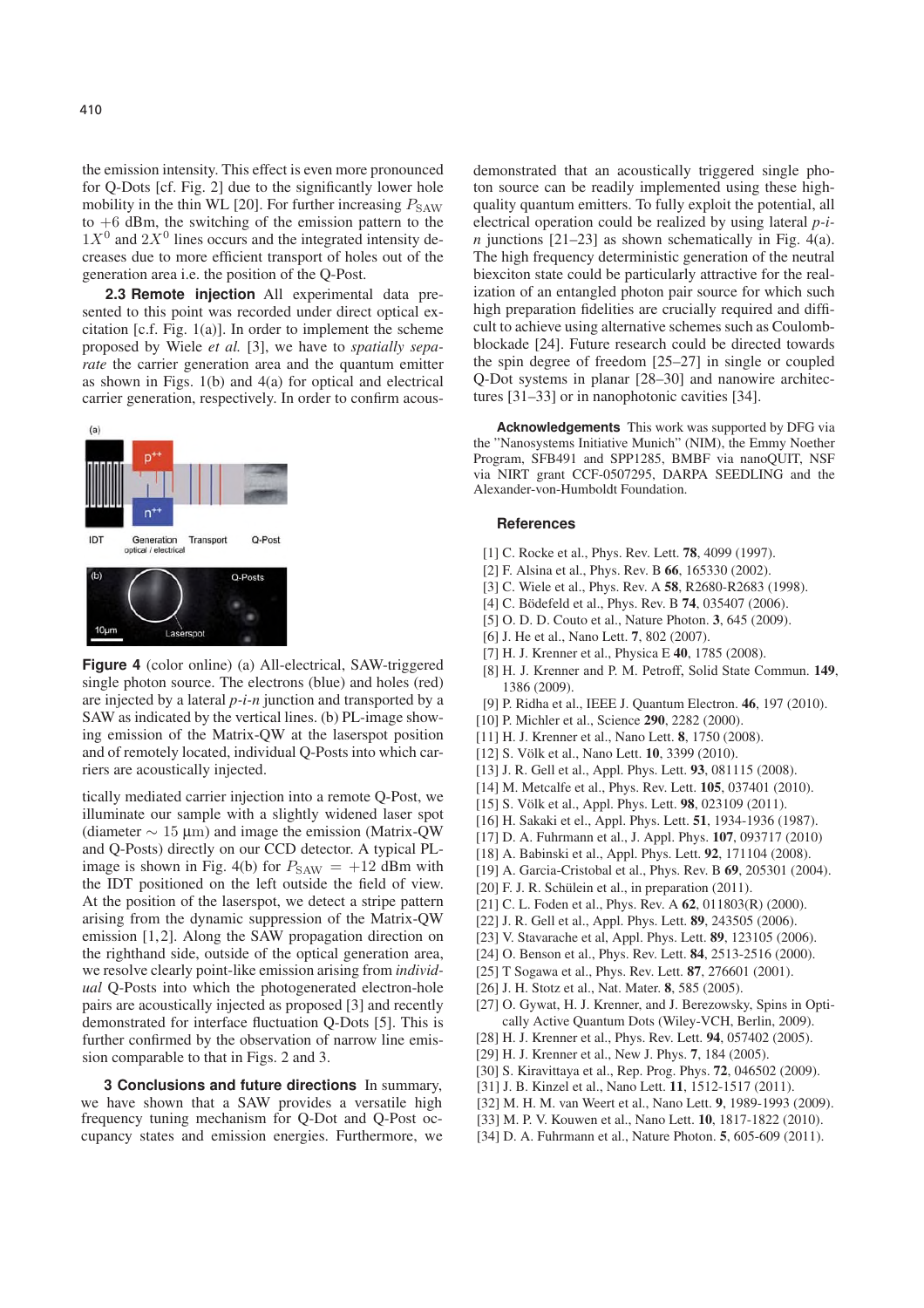the emission intensity. This effect is even more pronounced for Q-Dots [cf. Fig. 2] due to the significantly lower hole mobility in the thin WL [20]. For further increasing $P_{\mathrm{SAW}}$ to $+6$ dBm, the switching of the emission pattern to the $1X^0$ and $2X^0$ lines occurs and the integrated intensity decreases due to more efficient transport of holes out of the generation area i.e. the position of the Q-Post.

**2.3 Remote injection** All experimental data presented to this point was recorded under direct optical excitation [c.f. Fig. 1(a)]. In order to implement the scheme proposed by Wiele *et al.* [3], we have to *spatially separate* the carrier generation area and the quantum emitter as shown in Figs. 1(b) and 4(a) for optical and electrical carrier generation, respectively. In order to confirm acoustically mediated carrier injection into a remote Q-Post, we illuminate our sample with a slightly widened laser spot (diameter $\sim 15$ µm) and image the emission (Matrix-QW and Q-Posts) directly on our CCD detector. A typical PL-image is shown in Fig. 4(b) for $P_{\mathrm{SAW}} = +12$ dBm with the IDT positioned on the left outside the field of view. At the position of the laserspot, we detect a stripe pattern arising from the dynamic suppression of the Matrix-QW emission [1,2]. Along the SAW propagation direction on the righthand side, outside of the optical generation area, we resolve clearly point-like emission arising from *individual* Q-Posts into which the photogenerated electron-hole pairs are acoustically injected as proposed [3] and recently demonstrated for interface fluctuation Q-Dots [5]. This is further confirmed by the observation of narrow line emission comparable to that in Figs. 2 and 3.

(a)

p++

n++

IDT

Generation
optical / electrical

Transport

Q-Post

(b)

Q-Posts

10µm

Laserspot

**Figure 4** (color online) (a) All-electrical, SAW-triggered single photon source. The electrons (blue) and holes (red) are injected by a lateral *p-i-n* junction and transported by a SAW as indicated by the vertical lines. (b) PL-image showing emission of the Matrix-QW at the laserspot position and of remotely located, individual Q-Posts into which carriers are acoustically injected.

## 3 Conclusions and future directions

In summary, we have shown that a SAW provides a versatile high frequency tuning mechanism for Q-Dot and Q-Post occupancy states and emission energies. Furthermore, we demonstrated that an acoustically triggered single photon source can be readily implemented using these high-quality quantum emitters. To fully exploit the potential, all electrical operation could be realized by using lateral *p-i-n* junctions [21–23] as shown schematically in Fig. 4(a). The high frequency deterministic generation of the neutral biexciton state could be particularly attractive for the realization of an entangled photon pair source for which such high preparation fidelities are crucially required and difficult to achieve using alternative schemes such as Coulomb-blockade [24]. Future research could be directed towards the spin degree of freedom [25–27] in single or coupled Q-Dot systems in planar [28–30] and nanowire architectures [31–33] or in nanophotonic cavities [34].

**Acknowledgements** This work was supported by DFG via the "Nanosystems Initiative Munich" (NIM), the Emmy Noether Program, SFB491 and SPP1285, BMBF via nanoQUIT, NSF via NIRT grant CCF-0507295, DARPA SEEDLING and the Alexander-von-Humboldt Foundation.

## References

[1] C. Rocke et al., Phys. Rev. Lett. **78**, 4099 (1997).
[2] F. Alsina et al., Phys. Rev. B **66**, 165330 (2002).
[3] C. Wiele et al., Phys. Rev. A **58**, R2680-R2683 (1998).
[4] C. Bödefeld et al., Phys. Rev. B **74**, 035407 (2006).
[5] O. D. D. Couto et al., Nature Photon. **3**, 645 (2009).
[6] J. He et al., Nano Lett. **7**, 802 (2007).
[7] H. J. Krenner et al., Physica E **40**, 1785 (2008).
[8] H. J. Krenner and P. M. Petroff, Solid State Commun. **149**, 1386 (2009).
[9] P. Ridha et al., IEEE J. Quantum Electron. **46**, 197 (2010).
[10] P. Michler et al., Science **290**, 2282 (2000).
[11] H. J. Krenner et al., Nano Lett. **8**, 1750 (2008).
[12] S. Völk et al., Nano Lett. **10**, 3399 (2010).
[13] J. R. Gell et al., Appl. Phys. Lett. **93**, 081115 (2008).
[14] M. Metcalfe et al., Phys. Rev. Lett. **105**, 037401 (2010).
[15] S. Völk et al., Appl. Phys. Lett. **98**, 023109 (2011).
[16] H. Sakaki et al., Appl. Phys. Lett. **51**, 1934-1936 (1987).
[17] D. A. Fuhrmann et al., J. Appl. Phys. **107**, 093717 (2010)
[18] A. Babinski et al., Appl. Phys. Lett. **92**, 171104 (2008).
[19] A. Garcia-Cristobal et al., Phys. Rev. B **69**, 205301 (2004).
[20] F. J. R. Schülein et al., in preparation (2011).
[21] C. L. Foden et al., Phys. Rev. A **62**, 011803(R) (2000).
[22] J. R. Gell et al., Appl. Phys. Lett. **89**, 243505 (2006).
[23] V. Stavarache et al, Appl. Phys. Lett. **89**, 123105 (2006).
[24] O. Benson et al., Phys. Rev. Lett. **84**, 2513-2516 (2000).
[25] T Sogawa et al., Phys. Rev. Lett. **87**, 276601 (2001).
[26] J. H. Stotz et al., Nat. Mater. **8**, 585 (2005).
[27] O. Gywat, H. J. Krenner, and J. Berezovsky, Spins in Optically Active Quantum Dots (Wiley-VCH, Berlin, 2009).
[28] H. J. Krenner et al., Phys. Rev. Lett. **94**, 057402 (2005).
[29] H. J. Krenner et al., New J. Phys. **7**, 184 (2005).
[30] S. Kiravittaya et al., Rep. Prog. Phys. **72**, 046502 (2009).
[31] J. B. Kinzel et al., Nano Lett. **11**, 1512-1517 (2011).
[32] M. H. M. van Weert et al., Nano Lett. **9**, 1989-1993 (2009).
[33] M. P. V. Kouwen et al., Nano Lett. **10**, 1817-1822 (2010).
[34] D. A. Fuhrmann et al., Nature Photon. **5**, 605-609 (2011).